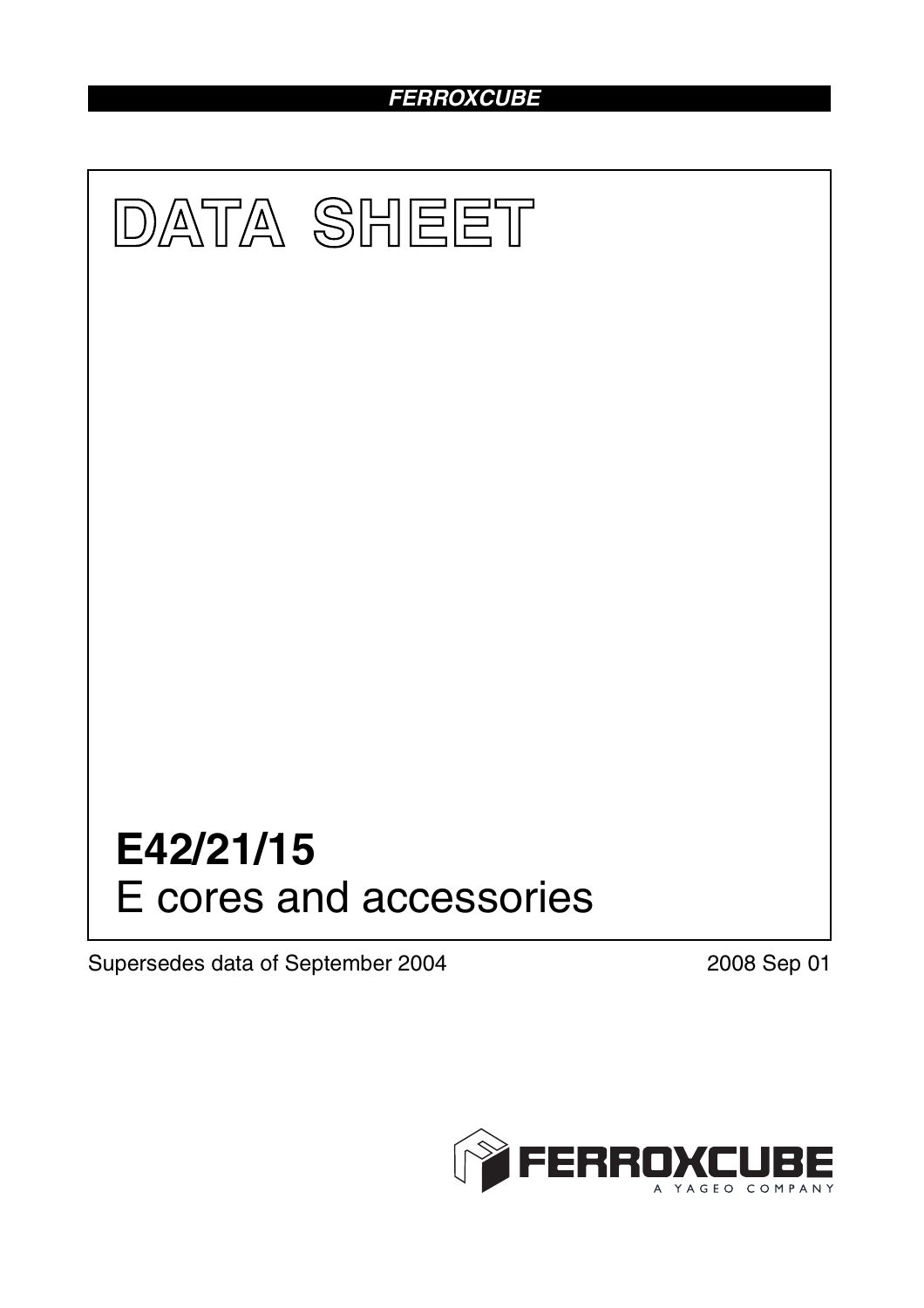FERROXCUBE

# DATA SHEET

# E42/21/15

## E cores and accessories

Supersedes data of September 2004

2008 Sep 01

FERROXCUBE

A YAGEO COMPANY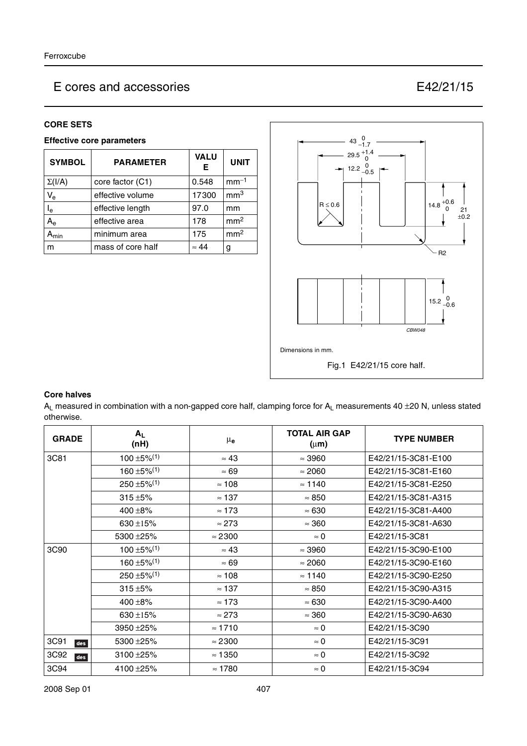# E cores and accessories E42/21/15

## CORE SETS

### Effective core parameters

| SYMBOL | PARAMETER | VALUE | UNIT |
|---|---|---|---|
| $\Sigma(I/A)$ | core factor (C1) | 0.548 | $mm^{-1}$ |
| $V_e$ | effective volume | 17300 | $mm^3$ |
| $l_e$ | effective length | 97.0 | mm |
| $A_e$ | effective area | 178 | $mm^2$ |
| $A_{min}$ | minimum area | 175 | $mm^2$ |
| m | mass of core half | ≈ 44 | g |

Dimensions in mm.

Fig.1 E42/21/15 core half.

### Core halves

$A_L$ measured in combination with a non-gapped core half, clamping force for $A_L$ measurements 40 ±20 N, unless stated otherwise.

| GRADE | $A_L$ (nH) | $\mu_e$ | TOTAL AIR GAP (μm) | TYPE NUMBER |
|---|---|---|---|---|
| 3C81 | 100 ±5%(1) | ≈ 43 | ≈ 3960 | E42/21/15-3C81-E100 |
| | 160 ±5%(1) | ≈ 69 | ≈ 2060 | E42/21/15-3C81-E160 |
| | 250 ±5%(1) | ≈ 108 | ≈ 1140 | E42/21/15-3C81-E250 |
| | 315 ±5% | ≈ 137 | ≈ 850 | E42/21/15-3C81-A315 |
| | 400 ±8% | ≈ 173 | ≈ 630 | E42/21/15-3C81-A400 |
| | 630 ±15% | ≈ 273 | ≈ 360 | E42/21/15-3C81-A630 |
| | 5300 ±25% | ≈ 2300 | ≈ 0 | E42/21/15-3C81 |
| 3C90 | 100 ±5%(1) | ≈ 43 | ≈ 3960 | E42/21/15-3C90-E100 |
| | 160 ±5%(1) | ≈ 69 | ≈ 2060 | E42/21/15-3C90-E160 |
| | 250 ±5%(1) | ≈ 108 | ≈ 1140 | E42/21/15-3C90-E250 |
| | 315 ±5% | ≈ 137 | ≈ 850 | E42/21/15-3C90-A315 |
| | 400 ±8% | ≈ 173 | ≈ 630 | E42/21/15-3C90-A400 |
| | 630 ±15% | ≈ 273 | ≈ 360 | E42/21/15-3C90-A630 |
| | 3950 ±25% | ≈ 1710 | ≈ 0 | E42/21/15-3C90 |
| 3C91 des | 5300 ±25% | ≈ 2300 | ≈ 0 | E42/21/15-3C91 |
| 3C92 des | 3100 ±25% | ≈ 1350 | ≈ 0 | E42/21/15-3C92 |
| 3C94 | 4100 ±25% | ≈ 1780 | ≈ 0 | E42/21/15-3C94 |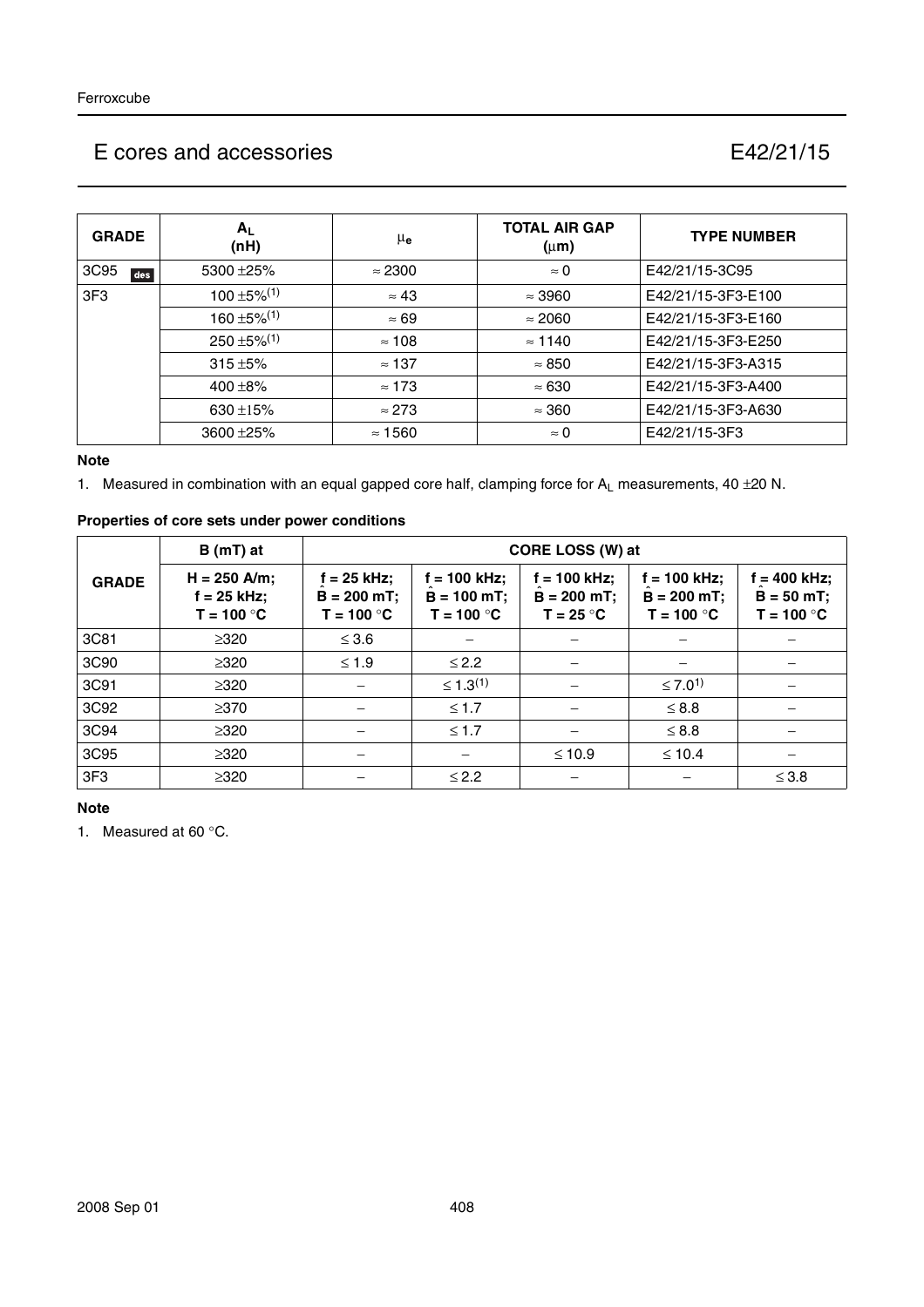# E cores and accessories E42/21/15

| GRADE | $A_L$ (nH) | $\mu_e$ | TOTAL AIR GAP ($\mu$m) | TYPE NUMBER |
|---|---|---|---|---|
| 3C95 des | 5300 ±25% | ≈ 2300 | ≈ 0 | E42/21/15-3C95 |
| 3F3 | 100 ±5%(1) | ≈ 43 | ≈ 3960 | E42/21/15-3F3-E100 |
| | 160 ±5%(1) | ≈ 69 | ≈ 2060 | E42/21/15-3F3-E160 |
| | 250 ±5%(1) | ≈ 108 | ≈ 1140 | E42/21/15-3F3-E250 |
| | 315 ±5% | ≈ 137 | ≈ 850 | E42/21/15-3F3-A315 |
| | 400 ±8% | ≈ 173 | ≈ 630 | E42/21/15-3F3-A400 |
| | 630 ±15% | ≈ 273 | ≈ 360 | E42/21/15-3F3-A630 |
| | 3600 ±25% | ≈ 1560 | ≈ 0 | E42/21/15-3F3 |

**Note**

1. Measured in combination with an equal gapped core half, clamping force for $A_L$ measurements, 40 ±20 N.

**Properties of core sets under power conditions**

| GRADE | B (mT) at | CORE LOSS (W) at | | | | |
|---|---|---|---|---|---|---|
| | H = 250 A/m; f = 25 kHz; T = 100 °C | f = 25 kHz; $\hat{B}$ = 200 mT; T = 100 °C | f = 100 kHz; $\hat{B}$ = 100 mT; T = 100 °C | f = 100 kHz; $\hat{B}$ = 200 mT; T = 25 °C | f = 100 kHz; $\hat{B}$ = 200 mT; T = 100 °C | f = 400 kHz; $\hat{B}$ = 50 mT; T = 100 °C |
| 3C81 | ≥320 | ≤ 3.6 | − | − | − | − |
| 3C90 | ≥320 | ≤ 1.9 | ≤ 2.2 | − | − | − |
| 3C91 | ≥320 | − | ≤ 1.3(1) | − | ≤ 7.0(1) | − |
| 3C92 | ≥370 | − | ≤ 1.7 | − | ≤ 8.8 | − |
| 3C94 | ≥320 | − | ≤ 1.7 | − | ≤ 8.8 | − |
| 3C95 | ≥320 | − | − | ≤ 10.9 | ≤ 10.4 | − |
| 3F3 | ≥320 | − | ≤ 2.2 | − | − | ≤ 3.8 |

**Note**

1. Measured at 60 °C.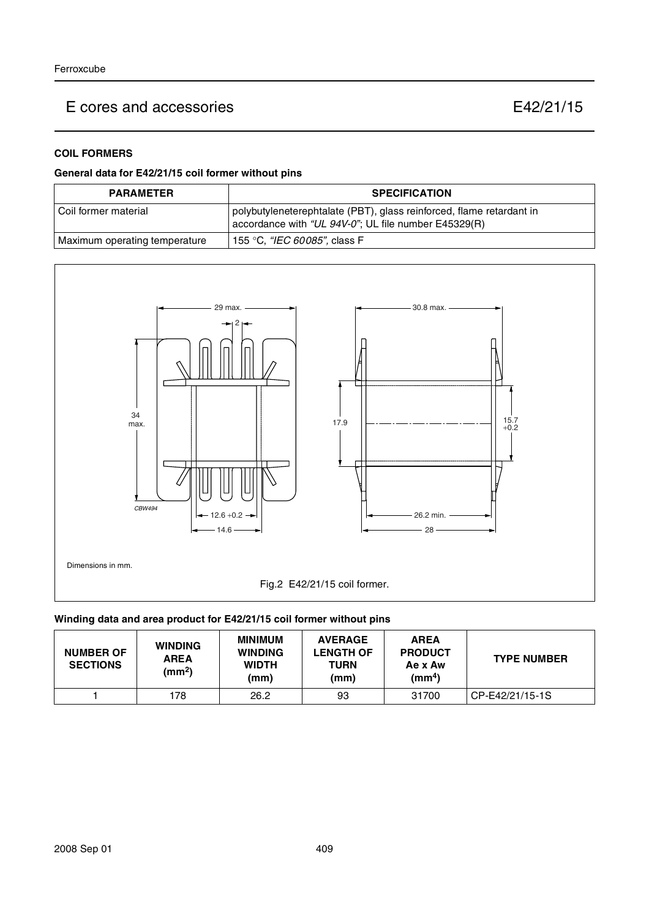## COIL FORMERS

### General data for E42/21/15 coil former without pins

| PARAMETER | SPECIFICATION |
| --- | --- |
| Coil former material | polybutyleneterephtalate (PBT), glass reinforced, flame retardant in accordance with *"UL 94V-0"*; UL file number E45329(R) |
| Maximum operating temperature | 155 °C, *"IEC 60085"*, class F |

Dimensions in mm.

Fig.2 E42/21/15 coil former.

### Winding data and area product for E42/21/15 coil former without pins

| NUMBER OF SECTIONS | WINDING AREA ($mm^2$) | MINIMUM WINDING WIDTH (mm) | AVERAGE LENGTH OF TURN (mm) | AREA PRODUCT Ae x Aw ($mm^4$) | TYPE NUMBER |
| --- | --- | --- | --- | --- | --- |
| 1 | 178 | 26.2 | 93 | 31700 | CP-E42/21/15-1S |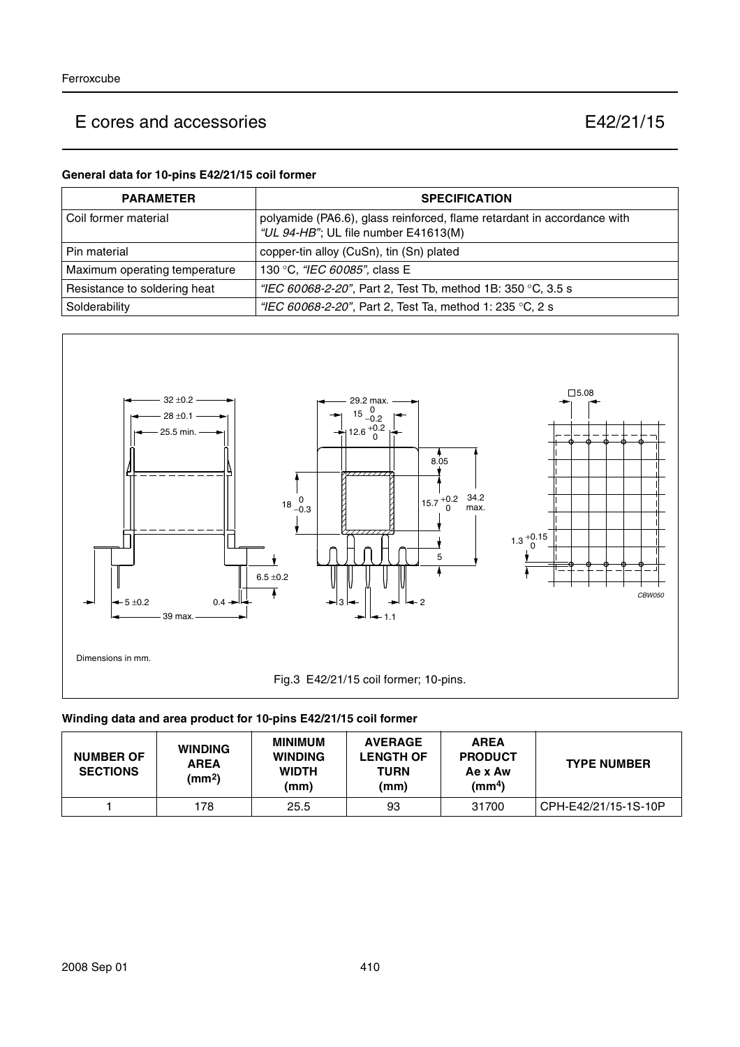## General data for 10-pins E42/21/15 coil former

| PARAMETER | SPECIFICATION |
|---|---|
| Coil former material | polyamide (PA6.6), glass reinforced, flame retardant in accordance with *"UL 94-HB"*; UL file number E41613(M) |
| Pin material | copper-tin alloy (CuSn), tin (Sn) plated |
| Maximum operating temperature | 130 °C, *"IEC 60085"*, class E |
| Resistance to soldering heat | *"IEC 60068-2-20"*, Part 2, Test Tb, method 1B: 350 °C, 3.5 s |
| Solderability | *"IEC 60068-2-20"*, Part 2, Test Ta, method 1: 235 °C, 2 s |

Dimensions in mm.

Fig.3 E42/21/15 coil former; 10-pins.

## Winding data and area product for 10-pins E42/21/15 coil former

| NUMBER OF SECTIONS | WINDING AREA ($mm^2$) | MINIMUM WINDING WIDTH (mm) | AVERAGE LENGTH OF TURN (mm) | AREA PRODUCT Ae x Aw ($mm^4$) | TYPE NUMBER |
|---|---|---|---|---|---|
| 1 | 178 | 25.5 | 93 | 31700 | CPH-E42/21/15-1S-10P |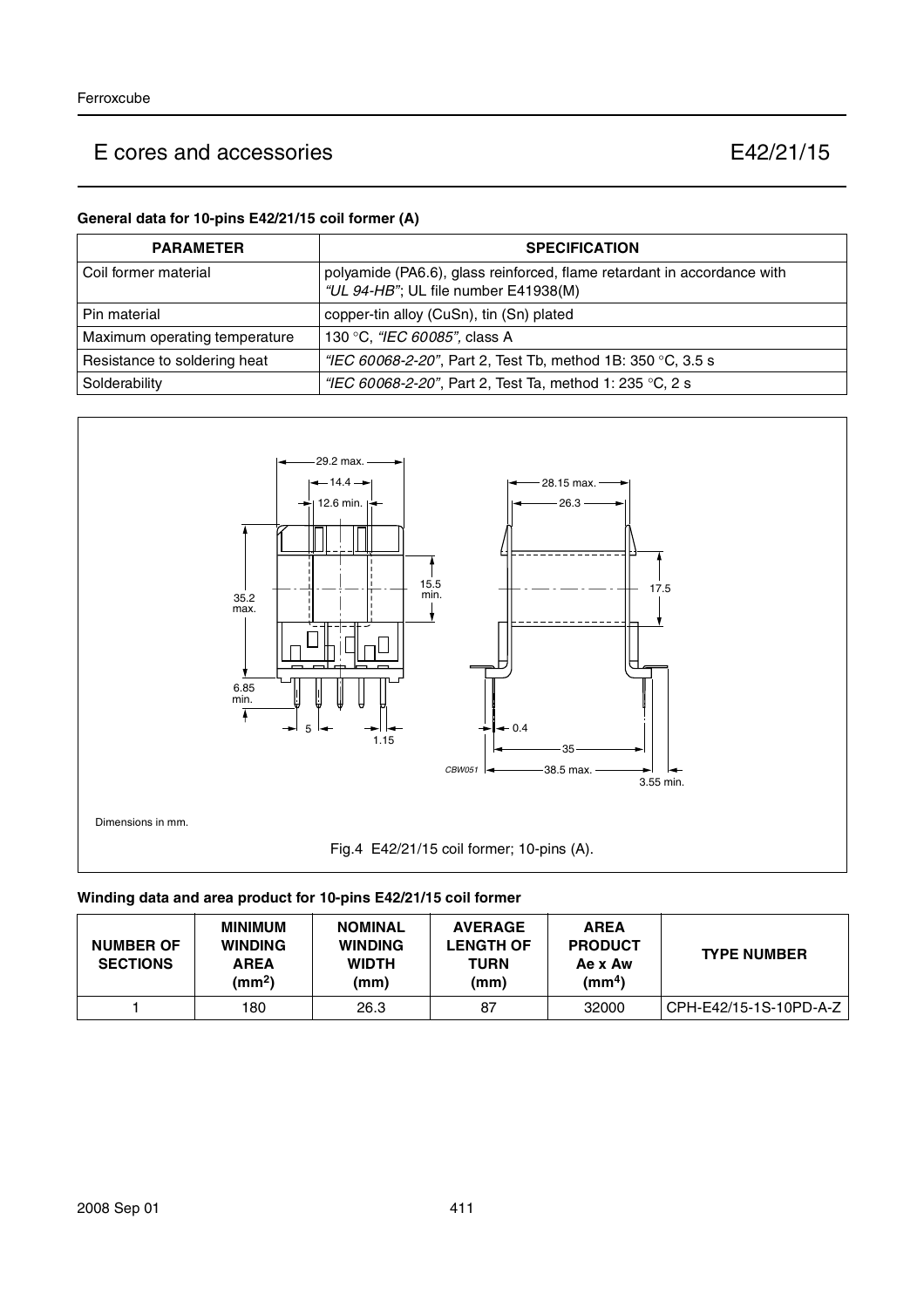## E cores and accessories — E42/21/15

### General data for 10-pins E42/21/15 coil former (A)

| PARAMETER | SPECIFICATION |
|---|---|
| Coil former material | polyamide (PA6.6), glass reinforced, flame retardant in accordance with *"UL 94-HB"*; UL file number E41938(M) |
| Pin material | copper-tin alloy (CuSn), tin (Sn) plated |
| Maximum operating temperature | 130 °C, *"IEC 60085"*, class A |
| Resistance to soldering heat | *"IEC 60068-2-20"*, Part 2, Test Tb, method 1B: 350 °C, 3.5 s |
| Solderability | *"IEC 60068-2-20"*, Part 2, Test Ta, method 1: 235 °C, 2 s |

Dimensions in mm.

Fig.4 E42/21/15 coil former; 10-pins (A).

### Winding data and area product for 10-pins E42/21/15 coil former

| NUMBER OF SECTIONS | MINIMUM WINDING AREA ($mm^2$) | NOMINAL WINDING WIDTH (mm) | AVERAGE LENGTH OF TURN (mm) | AREA PRODUCT Ae x Aw ($mm^4$) | TYPE NUMBER |
|---|---|---|---|---|---|
| 1 | 180 | 26.3 | 87 | 32000 | CPH-E42/15-1S-10PD-A-Z |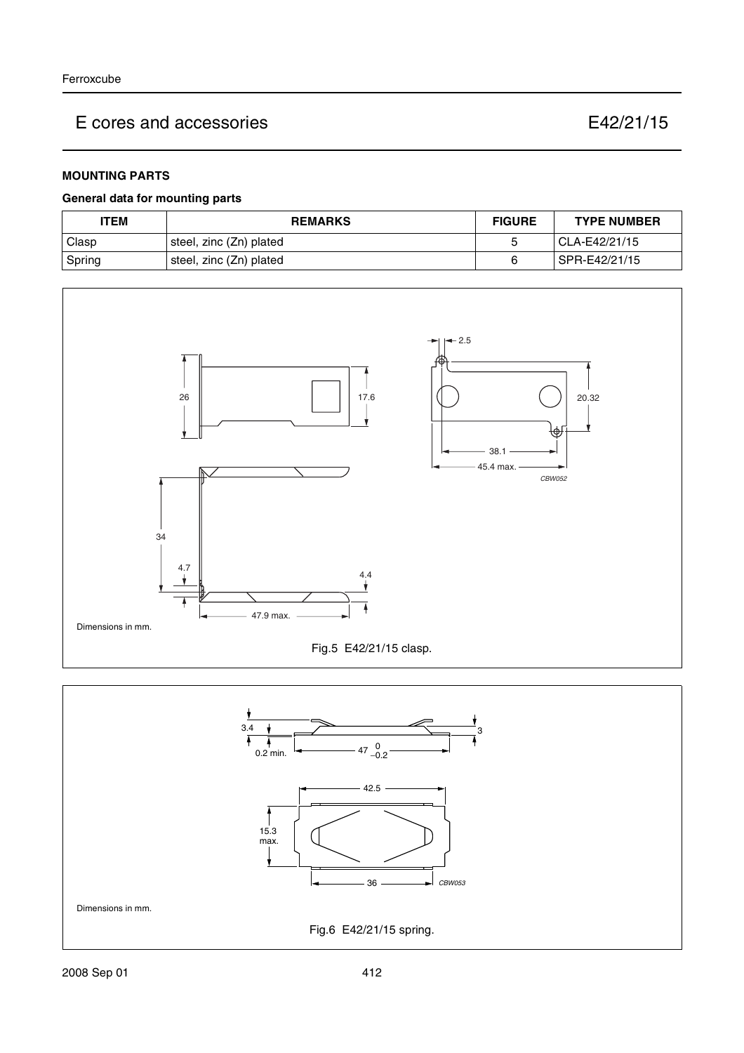## MOUNTING PARTS

### General data for mounting parts

| ITEM | REMARKS | FIGURE | TYPE NUMBER |
|---|---|---|---|
| Clasp | steel, zinc (Zn) plated | 5 | CLA-E42/21/15 |
| Spring | steel, zinc (Zn) plated | 6 | SPR-E42/21/15 |

Dimensions in mm.

Fig.5 E42/21/15 clasp.

Dimensions in mm.

Fig.6 E42/21/15 spring.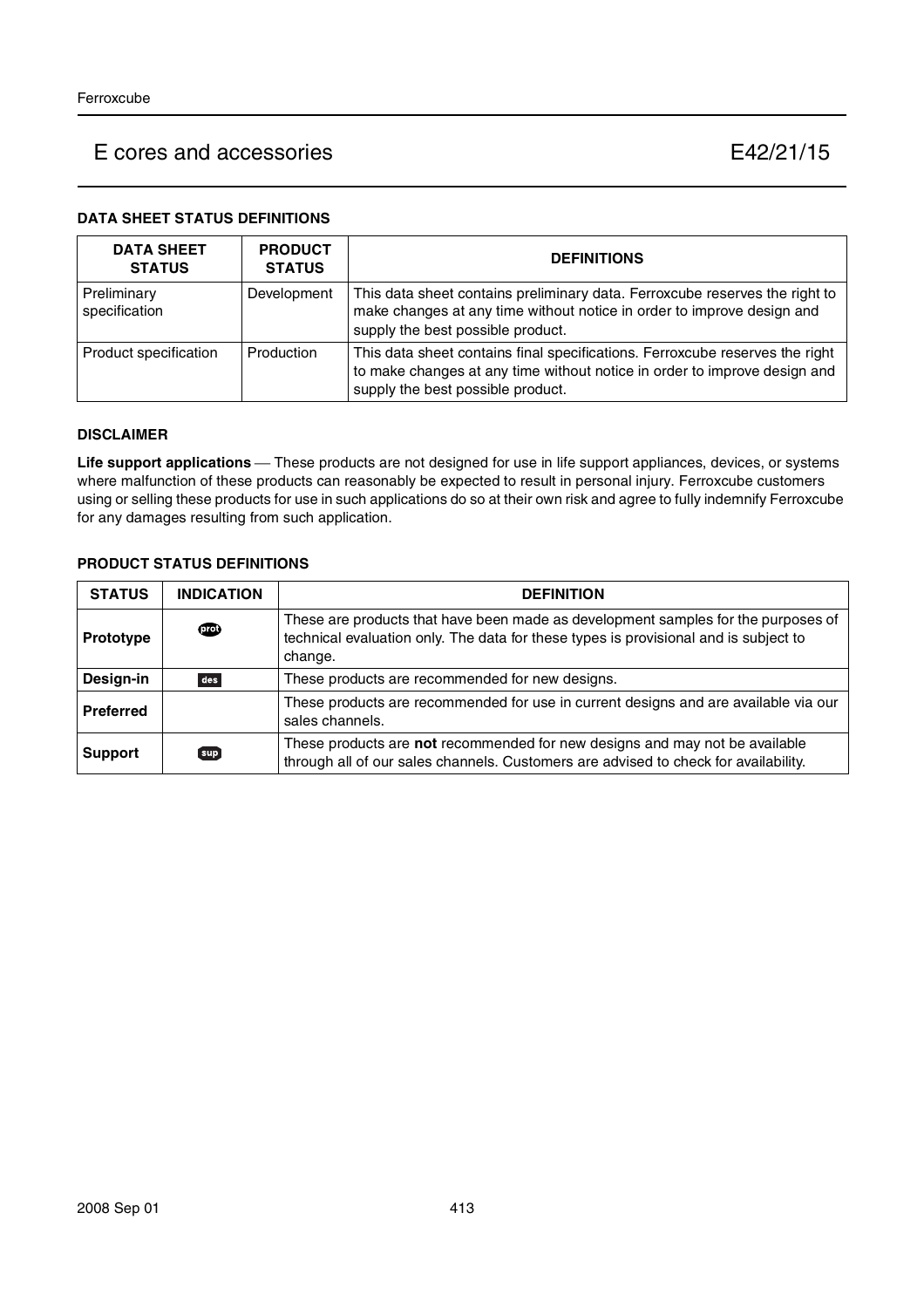## DATA SHEET STATUS DEFINITIONS

| DATA SHEET STATUS | PRODUCT STATUS | DEFINITIONS |
|---|---|---|
| Preliminary specification | Development | This data sheet contains preliminary data. Ferroxcube reserves the right to make changes at any time without notice in order to improve design and supply the best possible product. |
| Product specification | Production | This data sheet contains final specifications. Ferroxcube reserves the right to make changes at any time without notice in order to improve design and supply the best possible product. |

## DISCLAIMER

**Life support applications** — These products are not designed for use in life support appliances, devices, or systems where malfunction of these products can reasonably be expected to result in personal injury. Ferroxcube customers using or selling these products for use in such applications do so at their own risk and agree to fully indemnify Ferroxcube for any damages resulting from such application.

## PRODUCT STATUS DEFINITIONS

| STATUS | INDICATION | DEFINITION |
|---|---|---|
| **Prototype** | prot | These are products that have been made as development samples for the purposes of technical evaluation only. The data for these types is provisional and is subject to change. |
| **Design-in** | des | These products are recommended for new designs. |
| **Preferred** | | These products are recommended for use in current designs and are available via our sales channels. |
| **Support** | sup | These products are **not** recommended for new designs and may not be available through all of our sales channels. Customers are advised to check for availability. |